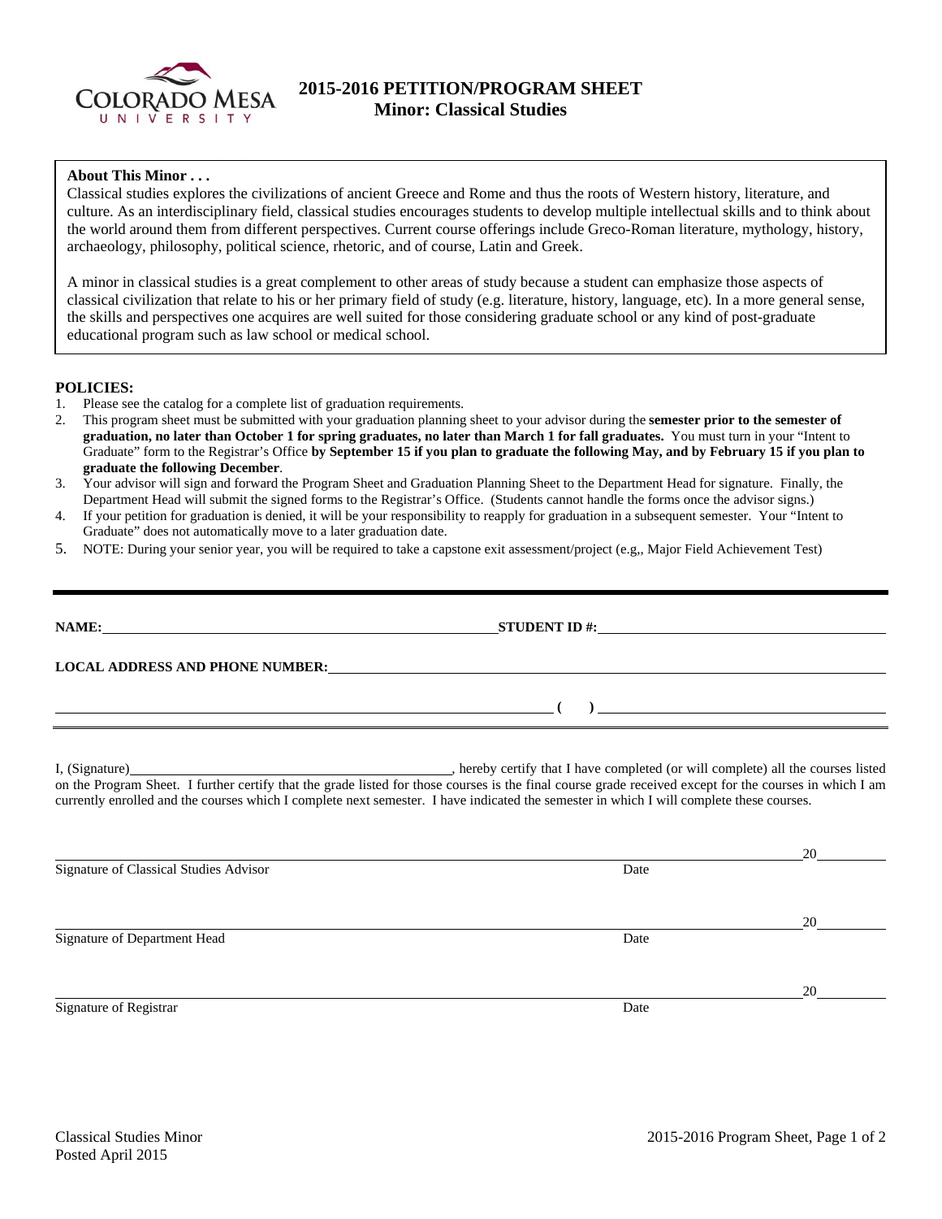# 2015-2016 PETITION/PROGRAM SHEET
## Minor: Classical Studies

**About This Minor . . .**

Classical studies explores the civilizations of ancient Greece and Rome and thus the roots of Western history, literature, and culture. As an interdisciplinary field, classical studies encourages students to develop multiple intellectual skills and to think about the world around them from different perspectives. Current course offerings include Greco-Roman literature, mythology, history, archaeology, philosophy, political science, rhetoric, and of course, Latin and Greek.

A minor in classical studies is a great complement to other areas of study because a student can emphasize those aspects of classical civilization that relate to his or her primary field of study (e.g. literature, history, language, etc). In a more general sense, the skills and perspectives one acquires are well suited for those considering graduate school or any kind of post-graduate educational program such as law school or medical school.

**POLICIES:**

1. Please see the catalog for a complete list of graduation requirements.
2. This program sheet must be submitted with your graduation planning sheet to your advisor during the **semester prior to the semester of graduation, no later than October 1 for spring graduates, no later than March 1 for fall graduates.** You must turn in your "Intent to Graduate" form to the Registrar's Office **by September 15 if you plan to graduate the following May, and by February 15 if you plan to graduate the following December**.
3. Your advisor will sign and forward the Program Sheet and Graduation Planning Sheet to the Department Head for signature. Finally, the Department Head will submit the signed forms to the Registrar's Office. (Students cannot handle the forms once the advisor signs.)
4. If your petition for graduation is denied, it will be your responsibility to reapply for graduation in a subsequent semester. Your "Intent to Graduate" does not automatically move to a later graduation date.
5. NOTE: During your senior year, you will be required to take a capstone exit assessment/project (e.g,, Major Field Achievement Test)

---

**NAME:** ______________________ **STUDENT ID #:** ______________________

**LOCAL ADDRESS AND PHONE NUMBER:** ______________________

______________________ **( )** ______________________

I, (Signature)______________________, hereby certify that I have completed (or will complete) all the courses listed on the Program Sheet. I further certify that the grade listed for those courses is the final course grade received except for the courses in which I am currently enrolled and the courses which I complete next semester. I have indicated the semester in which I will complete these courses.

______________________ 20______
Signature of Classical Studies Advisor Date

______________________ 20______
Signature of Department Head Date

______________________ 20______
Signature of Registrar Date

Classical Studies Minor
Posted April 2015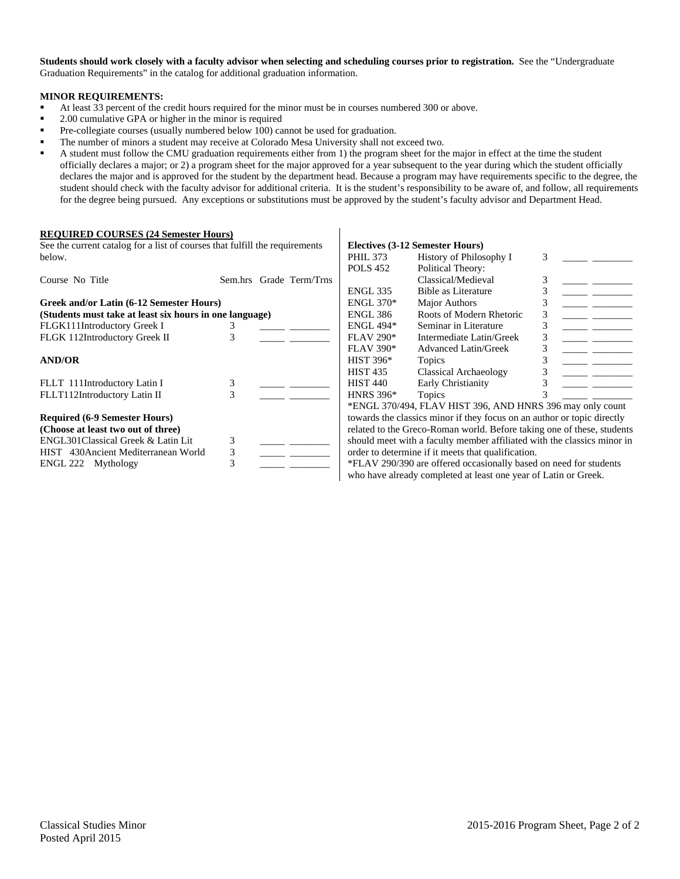**Students should work closely with a faculty advisor when selecting and scheduling courses prior to registration.** See the "Undergraduate Graduation Requirements" in the catalog for additional graduation information.

**MINOR REQUIREMENTS:**

- At least 33 percent of the credit hours required for the minor must be in courses numbered 300 or above.
- 2.00 cumulative GPA or higher in the minor is required
- Pre-collegiate courses (usually numbered below 100) cannot be used for graduation.
- The number of minors a student may receive at Colorado Mesa University shall not exceed two.
- A student must follow the CMU graduation requirements either from 1) the program sheet for the major in effect at the time the student officially declares a major; or 2) a program sheet for the major approved for a year subsequent to the year during which the student officially declares the major and is approved for the student by the department head. Because a program may have requirements specific to the degree, the student should check with the faculty advisor for additional criteria. It is the student's responsibility to be aware of, and follow, all requirements for the degree being pursued. Any exceptions or substitutions must be approved by the student's faculty advisor and Department Head.

**REQUIRED COURSES (24 Semester Hours)**

See the current catalog for a list of courses that fulfill the requirements below.

| Course No | Title | Sem.hrs | Grade | Term/Trns |
|---|---|---|---|---|
| **Greek and/or Latin (6-12 Semester Hours)** | | | | |
| **(Students must take at least six hours in one language)** | | | | |
| FLGK111 | Introductory Greek I | 3 | _____ | ________ |
| FLGK 112 | Introductory Greek II | 3 | _____ | ________ |
| **AND/OR** | | | | |
| FLLT 111 | Introductory Latin I | 3 | _____ | ________ |
| FLLT112 | Introductory Latin II | 3 | _____ | ________ |
| **Required (6-9 Semester Hours)** | | | | |
| **(Choose at least two out of three)** | | | | |
| ENGL301 | Classical Greek & Latin Lit | 3 | _____ | ________ |
| HIST 430 | Ancient Mediterranean World | 3 | _____ | ________ |
| ENGL 222 | Mythology | 3 | _____ | ________ |

**Electives (3-12 Semester Hours)**

| | | | | |
|---|---|---|---|---|
| PHIL 373 | History of Philosophy I | 3 | _____ | ________ |
| POLS 452 | Political Theory: Classical/Medieval | 3 | _____ | ________ |
| ENGL 335 | Bible as Literature | 3 | _____ | ________ |
| ENGL 370* | Major Authors | 3 | _____ | ________ |
| ENGL 386 | Roots of Modern Rhetoric | 3 | _____ | ________ |
| ENGL 494* | Seminar in Literature | 3 | _____ | ________ |
| FLAV 290* | Intermediate Latin/Greek | 3 | _____ | ________ |
| FLAV 390* | Advanced Latin/Greek | 3 | _____ | ________ |
| HIST 396* | Topics | 3 | _____ | ________ |
| HIST 435 | Classical Archaeology | 3 | _____ | ________ |
| HIST 440 | Early Christianity | 3 | _____ | ________ |
| HNRS 396* | Topics | 3 | _____ | ________ |

*ENGL 370/494, FLAV HIST 396, AND HNRS 396 may only count towards the classics minor if they focus on an author or topic directly related to the Greco-Roman world. Before taking one of these, students should meet with a faculty member affiliated with the classics minor in order to determine if it meets that qualification.

*FLAV 290/390 are offered occasionally based on need for students who have already completed at least one year of Latin or Greek.

Classical Studies Minor
Posted April 2015